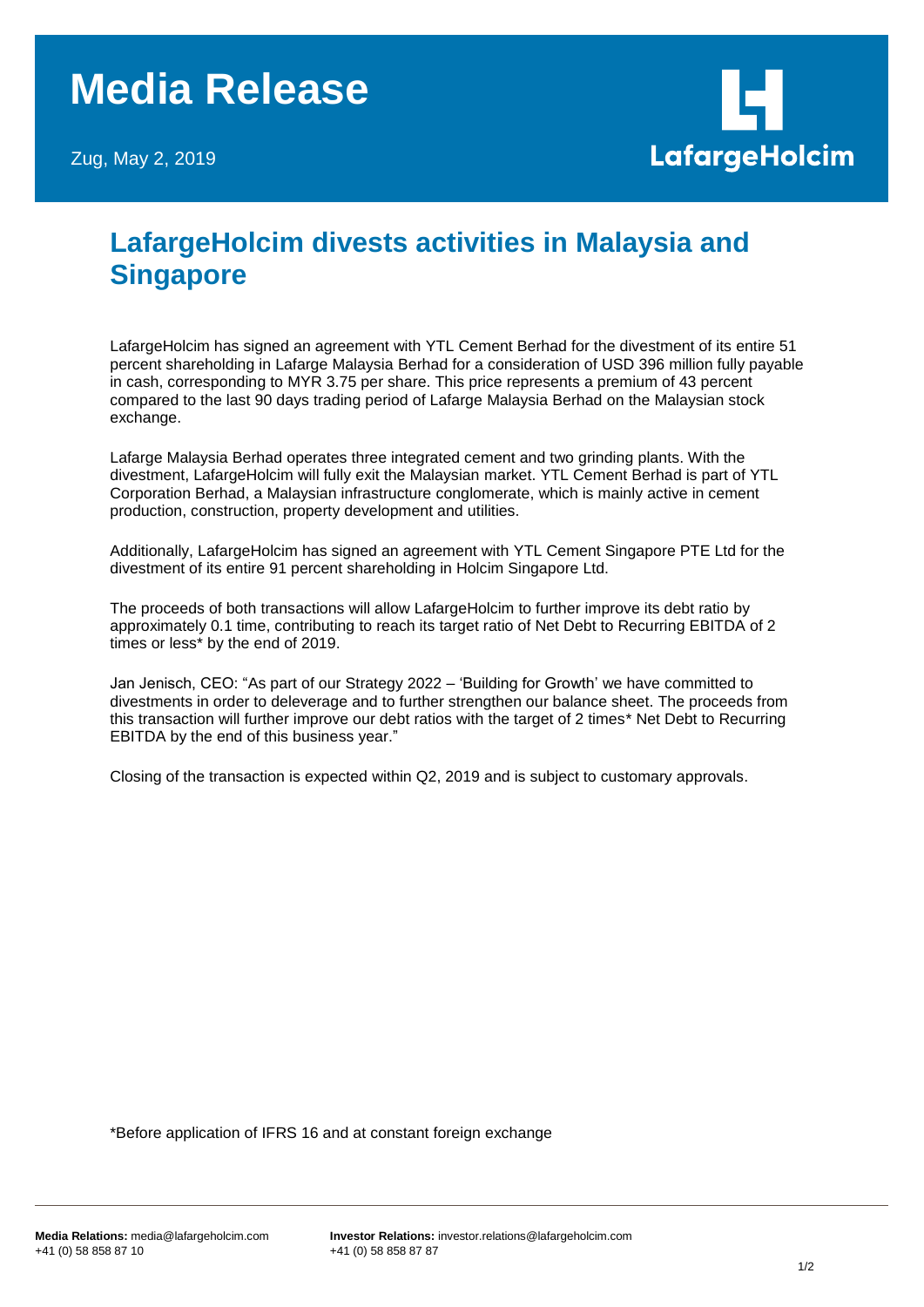# Media Release

Zug, May 2, 2019

LafargeHolcim

## LafargeHolcim divests activities in Malaysia and Singapore

LafargeHolcim has signed an agreement with YTL Cement Berhad for the divestment of its entire 51 percent shareholding in Lafarge Malaysia Berhad for a consideration of USD 396 million fully payable in cash, corresponding to MYR 3.75 per share. This price represents a premium of 43 percent compared to the last 90 days trading period of Lafarge Malaysia Berhad on the Malaysian stock exchange.

Lafarge Malaysia Berhad operates three integrated cement and two grinding plants. With the divestment, LafargeHolcim will fully exit the Malaysian market. YTL Cement Berhad is part of YTL Corporation Berhad, a Malaysian infrastructure conglomerate, which is mainly active in cement production, construction, property development and utilities.

Additionally, LafargeHolcim has signed an agreement with YTL Cement Singapore PTE Ltd for the divestment of its entire 91 percent shareholding in Holcim Singapore Ltd.

The proceeds of both transactions will allow LafargeHolcim to further improve its debt ratio by approximately 0.1 time, contributing to reach its target ratio of Net Debt to Recurring EBITDA of 2 times or less* by the end of 2019.

Jan Jenisch, CEO: "As part of our Strategy 2022 – 'Building for Growth' we have committed to divestments in order to deleverage and to further strengthen our balance sheet. The proceeds from this transaction will further improve our debt ratios with the target of 2 times* Net Debt to Recurring EBITDA by the end of this business year."

Closing of the transaction is expected within Q2, 2019 and is subject to customary approvals.

*Before application of IFRS 16 and at constant foreign exchange

**Media Relations:** media@lafargeholcim.com
+41 (0) 58 858 87 10

**Investor Relations:** investor.relations@lafargeholcim.com
+41 (0) 58 858 87 87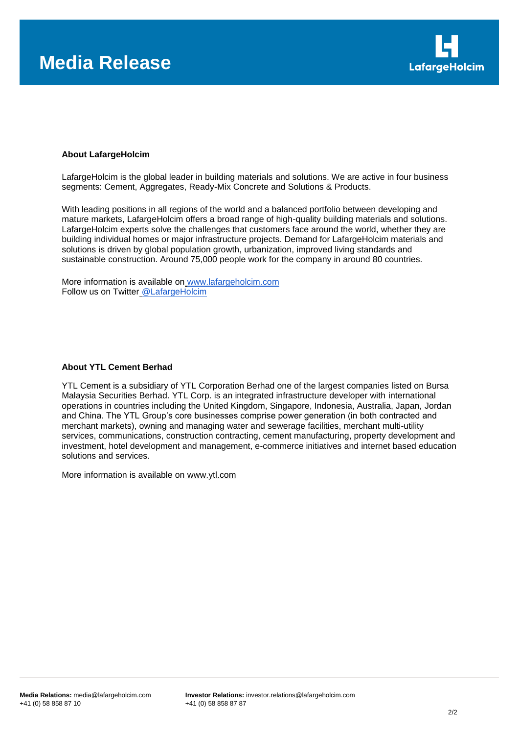# Media Release

### About LafargeHolcim

LafargeHolcim is the global leader in building materials and solutions. We are active in four business segments: Cement, Aggregates, Ready-Mix Concrete and Solutions & Products.

With leading positions in all regions of the world and a balanced portfolio between developing and mature markets, LafargeHolcim offers a broad range of high-quality building materials and solutions. LafargeHolcim experts solve the challenges that customers face around the world, whether they are building individual homes or major infrastructure projects. Demand for LafargeHolcim materials and solutions is driven by global population growth, urbanization, improved living standards and sustainable construction. Around 75,000 people work for the company in around 80 countries.

More information is available on www.lafargeholcim.com
Follow us on Twitter @LafargeHolcim

### About YTL Cement Berhad

YTL Cement is a subsidiary of YTL Corporation Berhad one of the largest companies listed on Bursa Malaysia Securities Berhad. YTL Corp. is an integrated infrastructure developer with international operations in countries including the United Kingdom, Singapore, Indonesia, Australia, Japan, Jordan and China. The YTL Group's core businesses comprise power generation (in both contracted and merchant markets), owning and managing water and sewerage facilities, merchant multi-utility services, communications, construction contracting, cement manufacturing, property development and investment, hotel development and management, e-commerce initiatives and internet based education solutions and services.

More information is available on www.ytl.com

**Media Relations:** media@lafargeholcim.com
+41 (0) 58 858 87 10

**Investor Relations:** investor.relations@lafargeholcim.com
+41 (0) 58 858 87 87